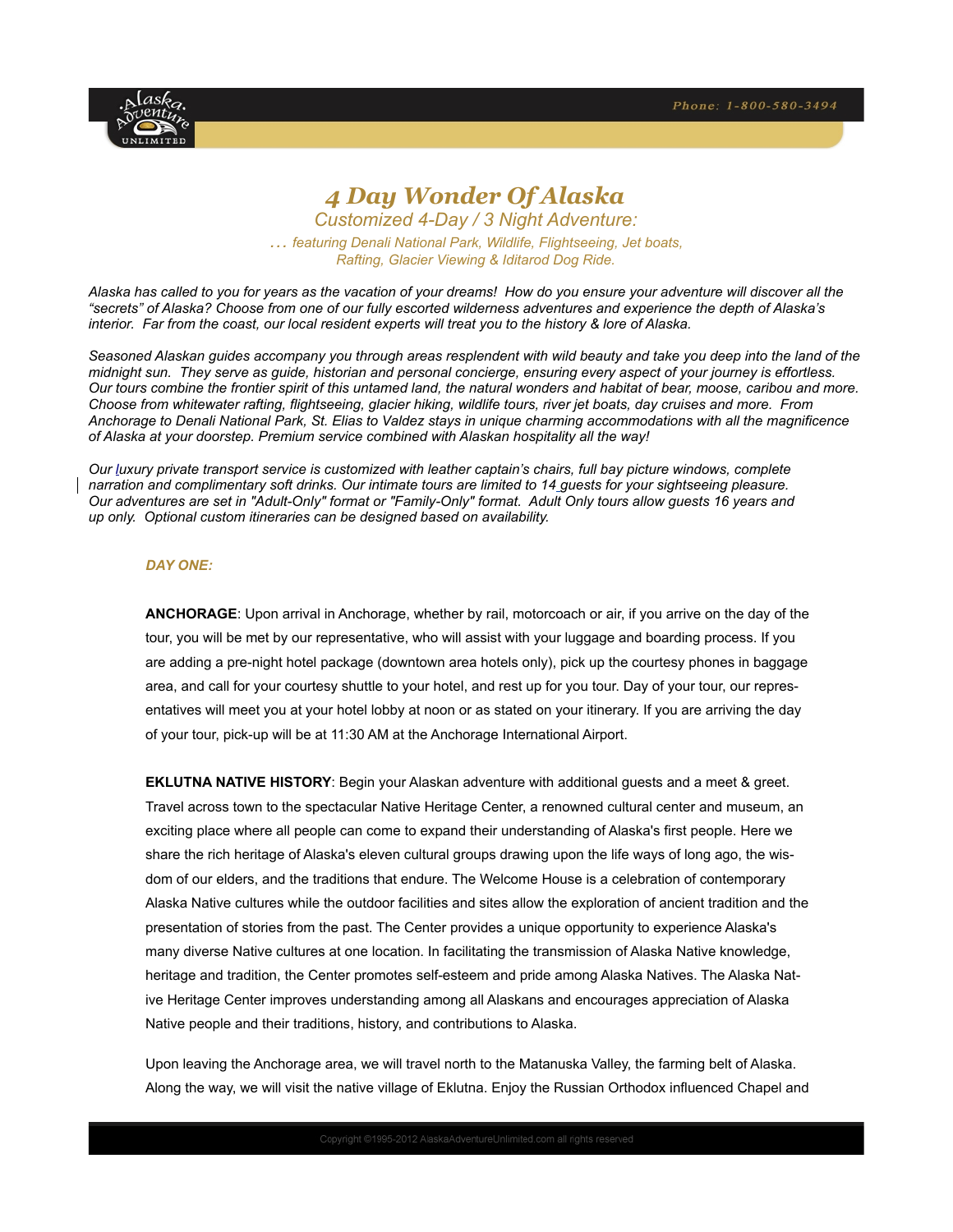# 4 Day Wonder Of Alaska

## Customized 4-Day / 3 Night Adventure:

*… featuring Denali National Park, Wildlife, Flightseeing, Jet boats, Rafting, Glacier Viewing & Iditarod Dog Ride.*

*Alaska has called to you for years as the vacation of your dreams! How do you ensure your adventure will discover all the "secrets" of Alaska? Choose from one of our fully escorted wilderness adventures and experience the depth of Alaska's interior. Far from the coast, our local resident experts will treat you to the history & lore of Alaska.*

*Seasoned Alaskan guides accompany you through areas resplendent with wild beauty and take you deep into the land of the midnight sun. They serve as guide, historian and personal concierge, ensuring every aspect of your journey is effortless. Our tours combine the frontier spirit of this untamed land, the natural wonders and habitat of bear, moose, caribou and more. Choose from whitewater rafting, flightseeing, glacier hiking, wildlife tours, river jet boats, day cruises and more. From Anchorage to Denali National Park, St. Elias to Valdez stays in unique charming accommodations with all the magnificence of Alaska at your doorstep. Premium service combined with Alaskan hospitality all the way!*

*Our luxury private transport service is customized with leather captain's chairs, full bay picture windows, complete narration and complimentary soft drinks. Our intimate tours are limited to 14 guests for your sightseeing pleasure. Our adventures are set in "Adult-Only" format or "Family-Only" format. Adult Only tours allow guests 16 years and up only. Optional custom itineraries can be designed based on availability.*

### DAY ONE:

**ANCHORAGE**: Upon arrival in Anchorage, whether by rail, motorcoach or air, if you arrive on the day of the tour, you will be met by our representative, who will assist with your luggage and boarding process. If you are adding a pre-night hotel package (downtown area hotels only), pick up the courtesy phones in baggage area, and call for your courtesy shuttle to your hotel, and rest up for you tour. Day of your tour, our representatives will meet you at your hotel lobby at noon or as stated on your itinerary. If you are arriving the day of your tour, pick-up will be at 11:30 AM at the Anchorage International Airport.

**EKLUTNA NATIVE HISTORY**: Begin your Alaskan adventure with additional guests and a meet & greet. Travel across town to the spectacular Native Heritage Center, a renowned cultural center and museum, an exciting place where all people can come to expand their understanding of Alaska's first people. Here we share the rich heritage of Alaska's eleven cultural groups drawing upon the life ways of long ago, the wisdom of our elders, and the traditions that endure. The Welcome House is a celebration of contemporary Alaska Native cultures while the outdoor facilities and sites allow the exploration of ancient tradition and the presentation of stories from the past. The Center provides a unique opportunity to experience Alaska's many diverse Native cultures at one location. In facilitating the transmission of Alaska Native knowledge, heritage and tradition, the Center promotes self-esteem and pride among Alaska Natives. The Alaska Native Heritage Center improves understanding among all Alaskans and encourages appreciation of Alaska Native people and their traditions, history, and contributions to Alaska.

Upon leaving the Anchorage area, we will travel north to the Matanuska Valley, the farming belt of Alaska. Along the way, we will visit the native village of Eklutna. Enjoy the Russian Orthodox influenced Chapel and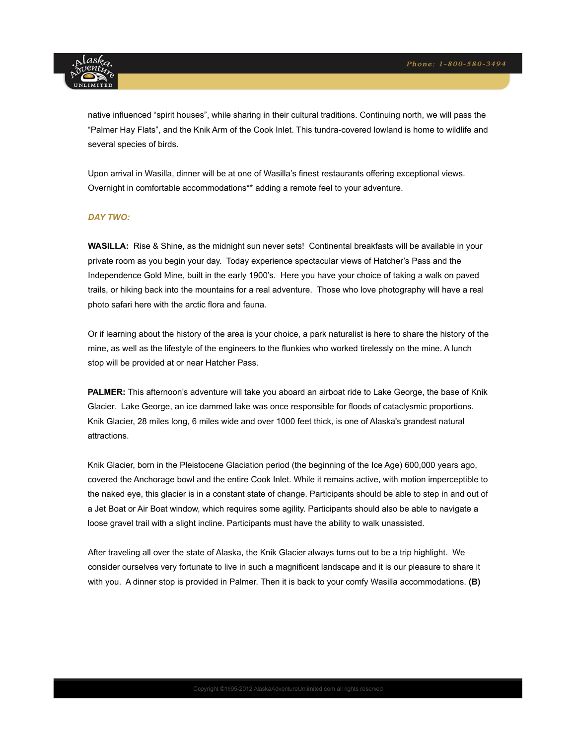native influenced “spirit houses”, while sharing in their cultural traditions. Continuing north, we will pass the “Palmer Hay Flats”, and the Knik Arm of the Cook Inlet. This tundra-covered lowland is home to wildlife and several species of birds.

Upon arrival in Wasilla, dinner will be at one of Wasilla’s finest restaurants offering exceptional views. Overnight in comfortable accommodations** adding a remote feel to your adventure.

### *DAY TWO:*

**WASILLA:** Rise & Shine, as the midnight sun never sets! Continental breakfasts will be available in your private room as you begin your day. Today experience spectacular views of Hatcher’s Pass and the Independence Gold Mine, built in the early 1900’s. Here you have your choice of taking a walk on paved trails, or hiking back into the mountains for a real adventure. Those who love photography will have a real photo safari here with the arctic flora and fauna.

Or if learning about the history of the area is your choice, a park naturalist is here to share the history of the mine, as well as the lifestyle of the engineers to the flunkies who worked tirelessly on the mine. A lunch stop will be provided at or near Hatcher Pass.

**PALMER:** This afternoon’s adventure will take you aboard an airboat ride to Lake George, the base of Knik Glacier. Lake George, an ice dammed lake was once responsible for floods of cataclysmic proportions. Knik Glacier, 28 miles long, 6 miles wide and over 1000 feet thick, is one of Alaska's grandest natural attractions.

Knik Glacier, born in the Pleistocene Glaciation period (the beginning of the Ice Age) 600,000 years ago, covered the Anchorage bowl and the entire Cook Inlet. While it remains active, with motion imperceptible to the naked eye, this glacier is in a constant state of change. Participants should be able to step in and out of a Jet Boat or Air Boat window, which requires some agility. Participants should also be able to navigate a loose gravel trail with a slight incline. Participants must have the ability to walk unassisted.

After traveling all over the state of Alaska, the Knik Glacier always turns out to be a trip highlight. We consider ourselves very fortunate to live in such a magnificent landscape and it is our pleasure to share it with you. A dinner stop is provided in Palmer. Then it is back to your comfy Wasilla accommodations. **(B)**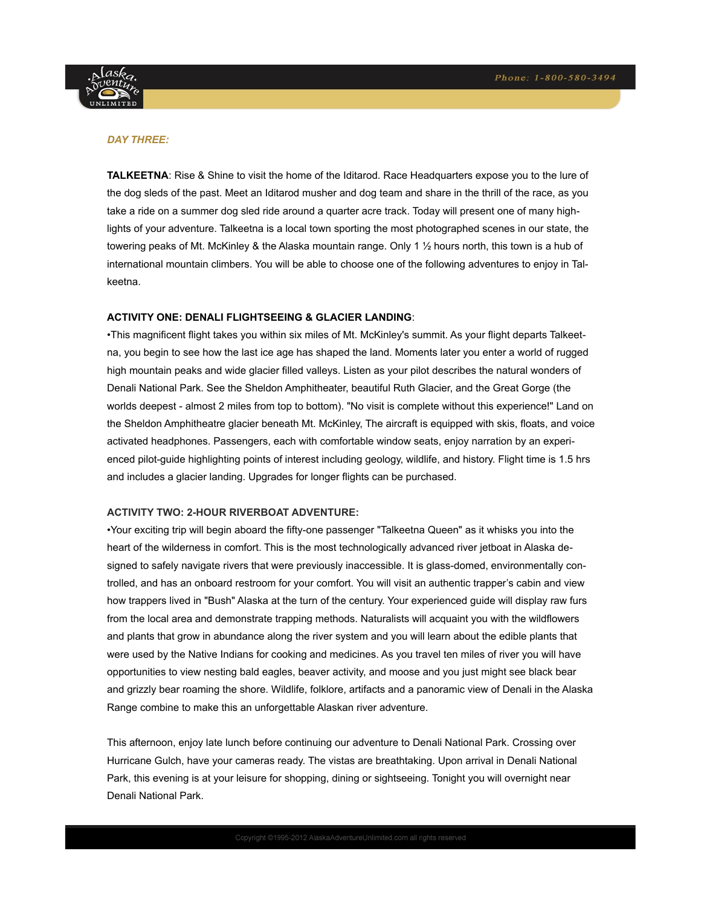***DAY THREE:***

**TALKEETNA**: Rise & Shine to visit the home of the Iditarod. Race Headquarters expose you to the lure of the dog sleds of the past. Meet an Iditarod musher and dog team and share in the thrill of the race, as you take a ride on a summer dog sled ride around a quarter acre track. Today will present one of many highlights of your adventure. Talkeetna is a local town sporting the most photographed scenes in our state, the towering peaks of Mt. McKinley & the Alaska mountain range. Only 1 ½ hours north, this town is a hub of international mountain climbers. You will be able to choose one of the following adventures to enjoy in Talkeetna.

**ACTIVITY ONE: DENALI FLIGHTSEEING & GLACIER LANDING**:

•This magnificent flight takes you within six miles of Mt. McKinley's summit. As your flight departs Talkeetna, you begin to see how the last ice age has shaped the land. Moments later you enter a world of rugged high mountain peaks and wide glacier filled valleys. Listen as your pilot describes the natural wonders of Denali National Park. See the Sheldon Amphitheater, beautiful Ruth Glacier, and the Great Gorge (the worlds deepest - almost 2 miles from top to bottom). "No visit is complete without this experience!" Land on the Sheldon Amphitheatre glacier beneath Mt. McKinley, The aircraft is equipped with skis, floats, and voice activated headphones. Passengers, each with comfortable window seats, enjoy narration by an experienced pilot-guide highlighting points of interest including geology, wildlife, and history. Flight time is 1.5 hrs and includes a glacier landing. Upgrades for longer flights can be purchased.

**ACTIVITY TWO: 2-HOUR RIVERBOAT ADVENTURE:**

•Your exciting trip will begin aboard the fifty-one passenger "Talkeetna Queen" as it whisks you into the heart of the wilderness in comfort. This is the most technologically advanced river jetboat in Alaska designed to safely navigate rivers that were previously inaccessible. It is glass-domed, environmentally controlled, and has an onboard restroom for your comfort. You will visit an authentic trapper's cabin and view how trappers lived in "Bush" Alaska at the turn of the century. Your experienced guide will display raw furs from the local area and demonstrate trapping methods. Naturalists will acquaint you with the wildflowers and plants that grow in abundance along the river system and you will learn about the edible plants that were used by the Native Indians for cooking and medicines. As you travel ten miles of river you will have opportunities to view nesting bald eagles, beaver activity, and moose and you just might see black bear and grizzly bear roaming the shore. Wildlife, folklore, artifacts and a panoramic view of Denali in the Alaska Range combine to make this an unforgettable Alaskan river adventure.

This afternoon, enjoy late lunch before continuing our adventure to Denali National Park. Crossing over Hurricane Gulch, have your cameras ready. The vistas are breathtaking. Upon arrival in Denali National Park, this evening is at your leisure for shopping, dining or sightseeing. Tonight you will overnight near Denali National Park.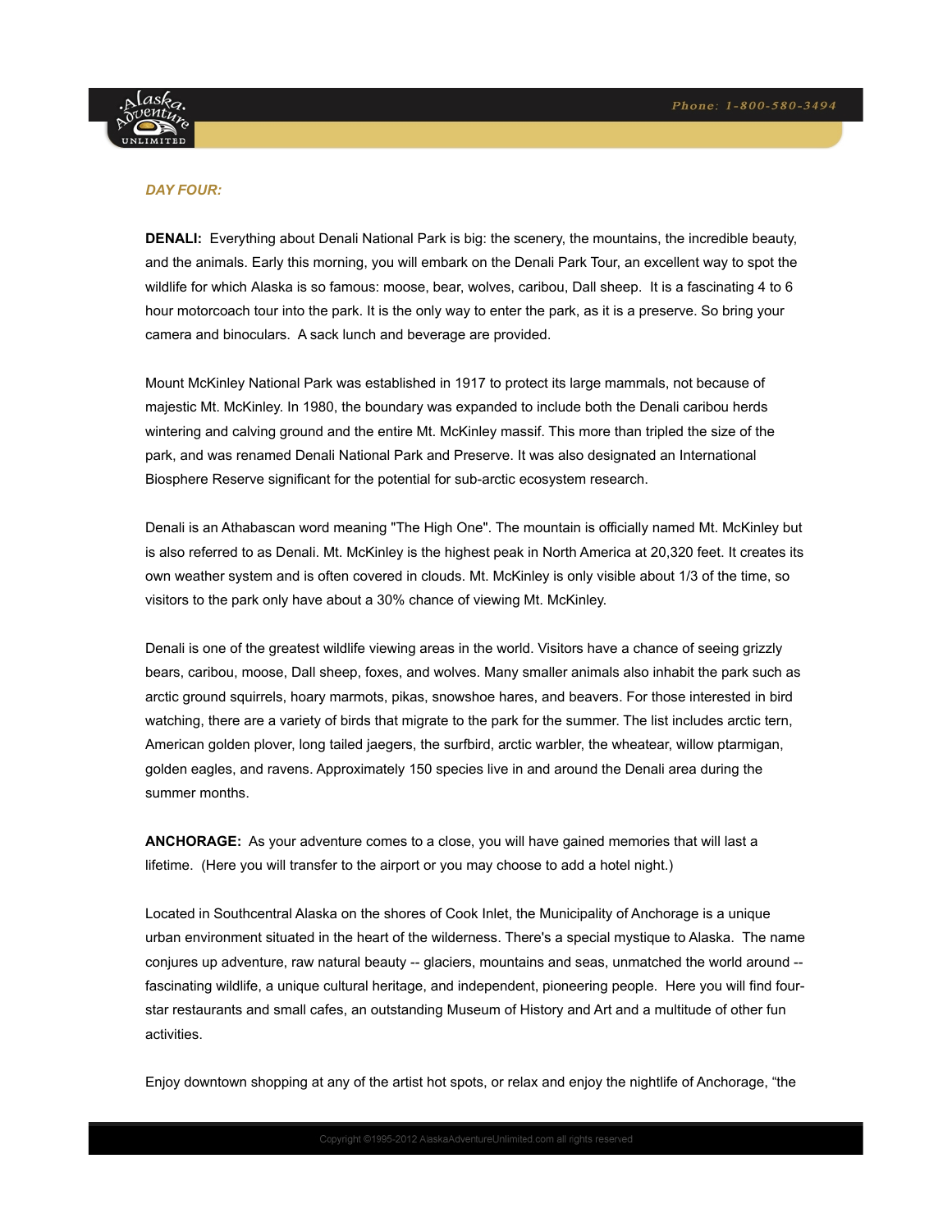*DAY FOUR:*

**DENALI:** Everything about Denali National Park is big: the scenery, the mountains, the incredible beauty, and the animals. Early this morning, you will embark on the Denali Park Tour, an excellent way to spot the wildlife for which Alaska is so famous: moose, bear, wolves, caribou, Dall sheep. It is a fascinating 4 to 6 hour motorcoach tour into the park. It is the only way to enter the park, as it is a preserve. So bring your camera and binoculars. A sack lunch and beverage are provided.

Mount McKinley National Park was established in 1917 to protect its large mammals, not because of majestic Mt. McKinley. In 1980, the boundary was expanded to include both the Denali caribou herds wintering and calving ground and the entire Mt. McKinley massif. This more than tripled the size of the park, and was renamed Denali National Park and Preserve. It was also designated an International Biosphere Reserve significant for the potential for sub-arctic ecosystem research.

Denali is an Athabascan word meaning "The High One". The mountain is officially named Mt. McKinley but is also referred to as Denali. Mt. McKinley is the highest peak in North America at 20,320 feet. It creates its own weather system and is often covered in clouds. Mt. McKinley is only visible about 1/3 of the time, so visitors to the park only have about a 30% chance of viewing Mt. McKinley.

Denali is one of the greatest wildlife viewing areas in the world. Visitors have a chance of seeing grizzly bears, caribou, moose, Dall sheep, foxes, and wolves. Many smaller animals also inhabit the park such as arctic ground squirrels, hoary marmots, pikas, snowshoe hares, and beavers. For those interested in bird watching, there are a variety of birds that migrate to the park for the summer. The list includes arctic tern, American golden plover, long tailed jaegers, the surfbird, arctic warbler, the wheatear, willow ptarmigan, golden eagles, and ravens. Approximately 150 species live in and around the Denali area during the summer months.

**ANCHORAGE:** As your adventure comes to a close, you will have gained memories that will last a lifetime. (Here you will transfer to the airport or you may choose to add a hotel night.)

Located in Southcentral Alaska on the shores of Cook Inlet, the Municipality of Anchorage is a unique urban environment situated in the heart of the wilderness. There's a special mystique to Alaska. The name conjures up adventure, raw natural beauty -- glaciers, mountains and seas, unmatched the world around -- fascinating wildlife, a unique cultural heritage, and independent, pioneering people. Here you will find four-star restaurants and small cafes, an outstanding Museum of History and Art and a multitude of other fun activities.

Enjoy downtown shopping at any of the artist hot spots, or relax and enjoy the nightlife of Anchorage, "the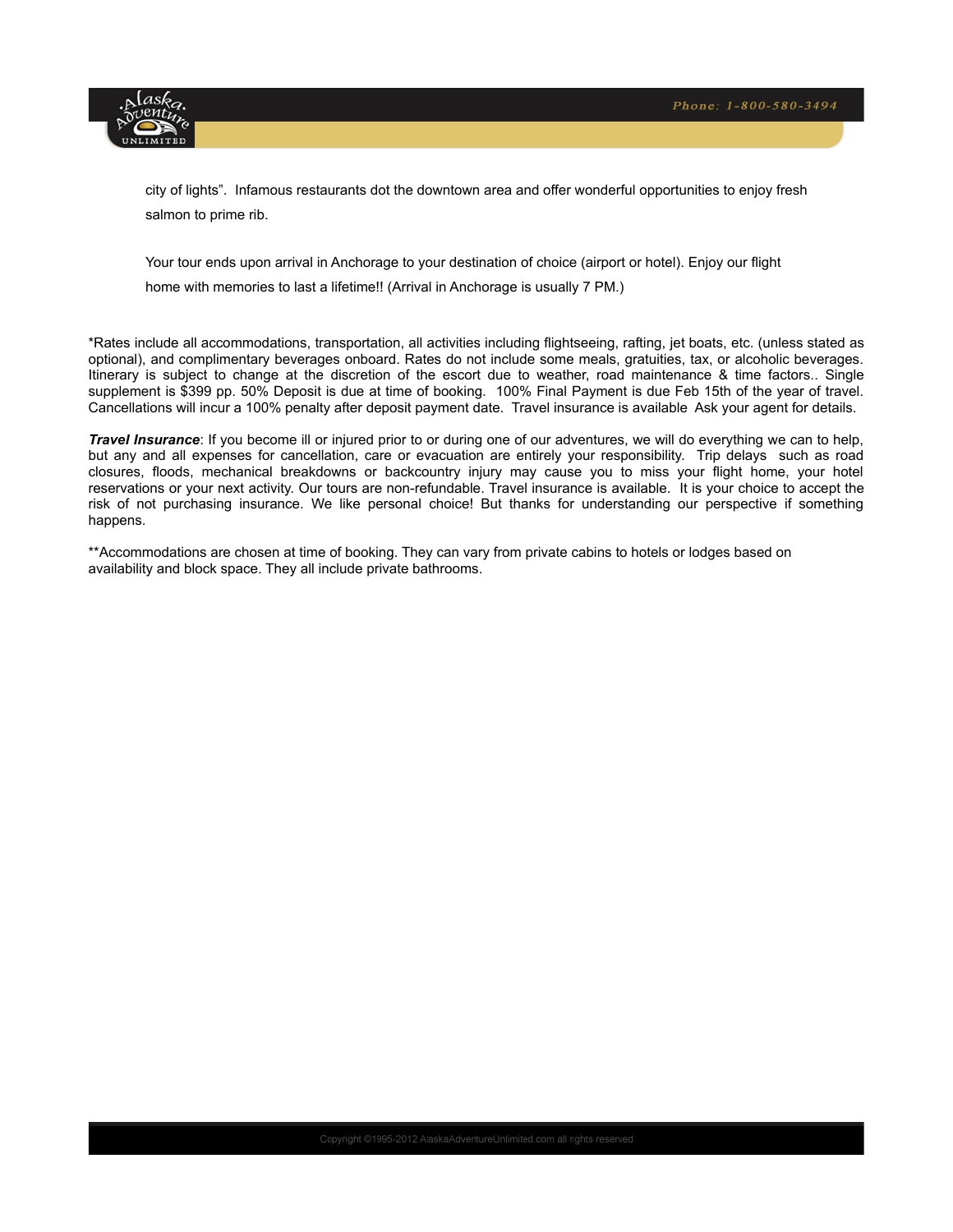city of lights". Infamous restaurants dot the downtown area and offer wonderful opportunities to enjoy fresh salmon to prime rib.

Your tour ends upon arrival in Anchorage to your destination of choice (airport or hotel). Enjoy our flight home with memories to last a lifetime!! (Arrival in Anchorage is usually 7 PM.)

*Rates include all accommodations, transportation, all activities including flightseeing, rafting, jet boats, etc. (unless stated as optional), and complimentary beverages onboard. Rates do not include some meals, gratuities, tax, or alcoholic beverages. Itinerary is subject to change at the discretion of the escort due to weather, road maintenance & time factors.. Single supplement is $399 pp. 50% Deposit is due at time of booking. 100% Final Payment is due Feb 15th of the year of travel. Cancellations will incur a 100% penalty after deposit payment date. Travel insurance is available Ask your agent for details.

***Travel Insurance***: If you become ill or injured prior to or during one of our adventures, we will do everything we can to help, but any and all expenses for cancellation, care or evacuation are entirely your responsibility. Trip delays such as road closures, floods, mechanical breakdowns or backcountry injury may cause you to miss your flight home, your hotel reservations or your next activity. Our tours are non-refundable. Travel insurance is available. It is your choice to accept the risk of not purchasing insurance. We like personal choice! But thanks for understanding our perspective if something happens.

**Accommodations are chosen at time of booking. They can vary from private cabins to hotels or lodges based on availability and block space. They all include private bathrooms.